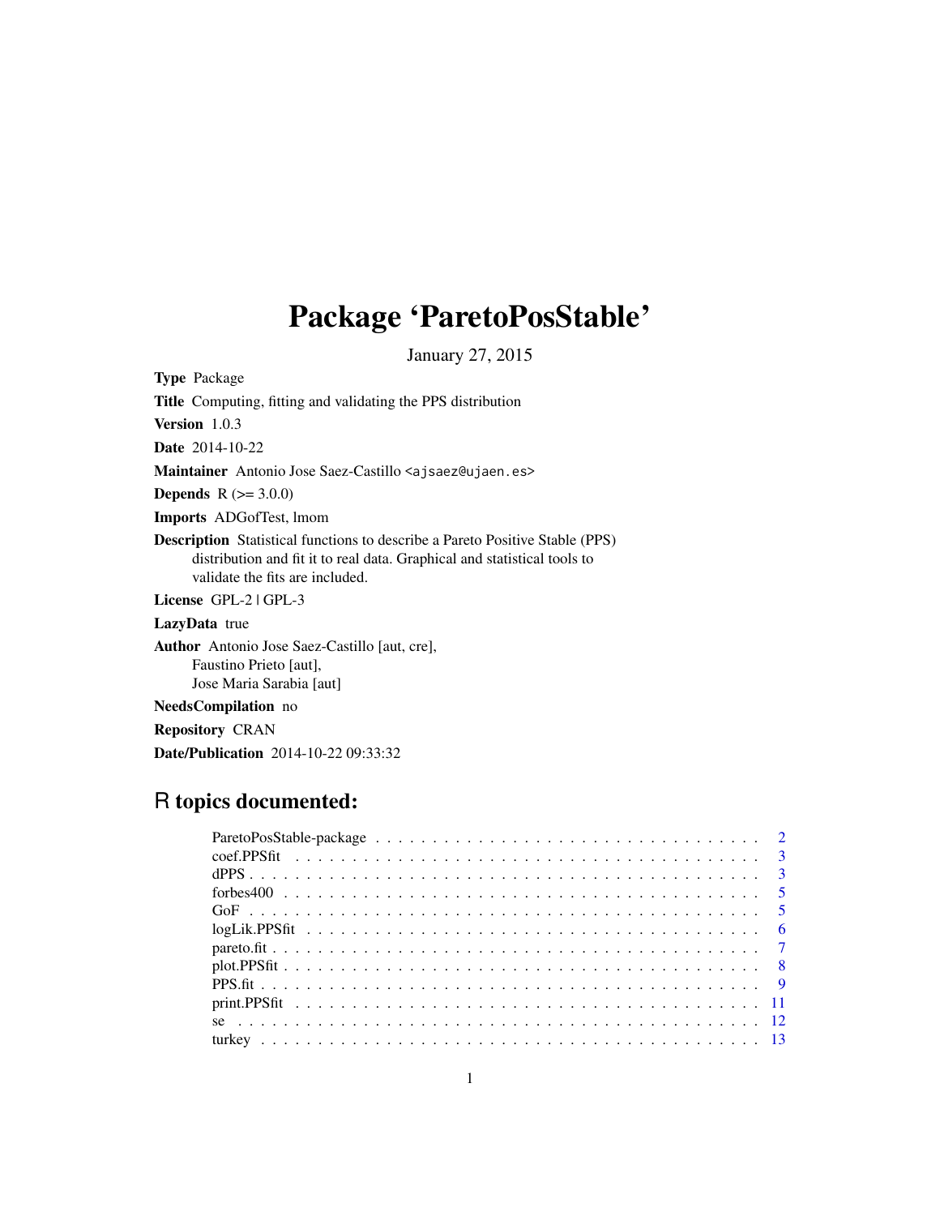# Package 'ParetoPosStable'

January 27, 2015

**Type** Package

**Title** Computing, fitting and validating the PPS distribution

**Version** 1.0.3

**Date** 2014-10-22

**Maintainer** Antonio Jose Saez-Castillo <ajsaez@ujaen.es>

**Depends** R (>= 3.0.0)

**Imports** ADGofTest, lmom

**Description** Statistical functions to describe a Pareto Positive Stable (PPS) distribution and fit it to real data. Graphical and statistical tools to validate the fits are included.

**License** GPL-2 | GPL-3

**LazyData** true

**Author** Antonio Jose Saez-Castillo [aut, cre], Faustino Prieto [aut], Jose Maria Sarabia [aut]

**NeedsCompilation** no

**Repository** CRAN

**Date/Publication** 2014-10-22 09:33:32

## R topics documented:

| | |
|---|---|
| ParetoPosStable-package | 2 |
| coef.PPSfit | 3 |
| dPPS | 3 |
| forbes400 | 5 |
| GoF | 5 |
| logLik.PPSfit | 6 |
| pareto.fit | 7 |
| plot.PPSfit | 8 |
| PPS.fit | 9 |
| print.PPSfit | 11 |
| se | 12 |
| turkey | 13 |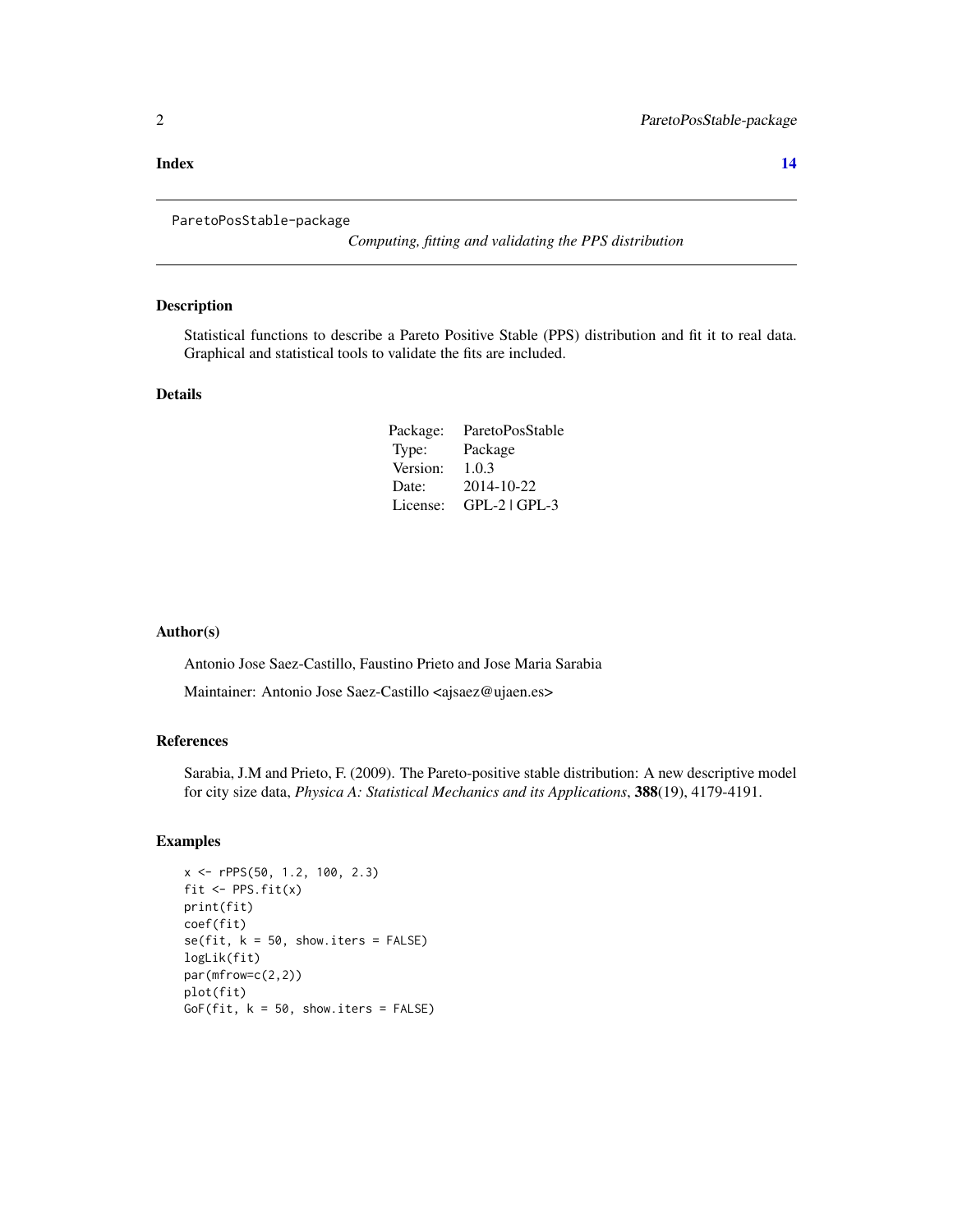**Index** **14**

---

ParetoPosStable-package &nbsp;&nbsp;&nbsp; *Computing, fitting and validating the PPS distribution*

---

### Description

Statistical functions to describe a Pareto Positive Stable (PPS) distribution and fit it to real data. Graphical and statistical tools to validate the fits are included.

### Details

| | |
|---|---|
| Package: | ParetoPosStable |
| Type: | Package |
| Version: | 1.0.3 |
| Date: | 2014-10-22 |
| License: | GPL-2 \| GPL-3 |

### Author(s)

Antonio Jose Saez-Castillo, Faustino Prieto and Jose Maria Sarabia

Maintainer: Antonio Jose Saez-Castillo <ajsaez@ujaen.es>

### References

Sarabia, J.M and Prieto, F. (2009). The Pareto-positive stable distribution: A new descriptive model for city size data, *Physica A: Statistical Mechanics and its Applications*, **388**(19), 4179-4191.

### Examples

```
x <- rPPS(50, 1.2, 100, 2.3)
fit <- PPS.fit(x)
print(fit)
coef(fit)
se(fit, k = 50, show.iters = FALSE)
logLik(fit)
par(mfrow=c(2,2))
plot(fit)
GoF(fit, k = 50, show.iters = FALSE)
```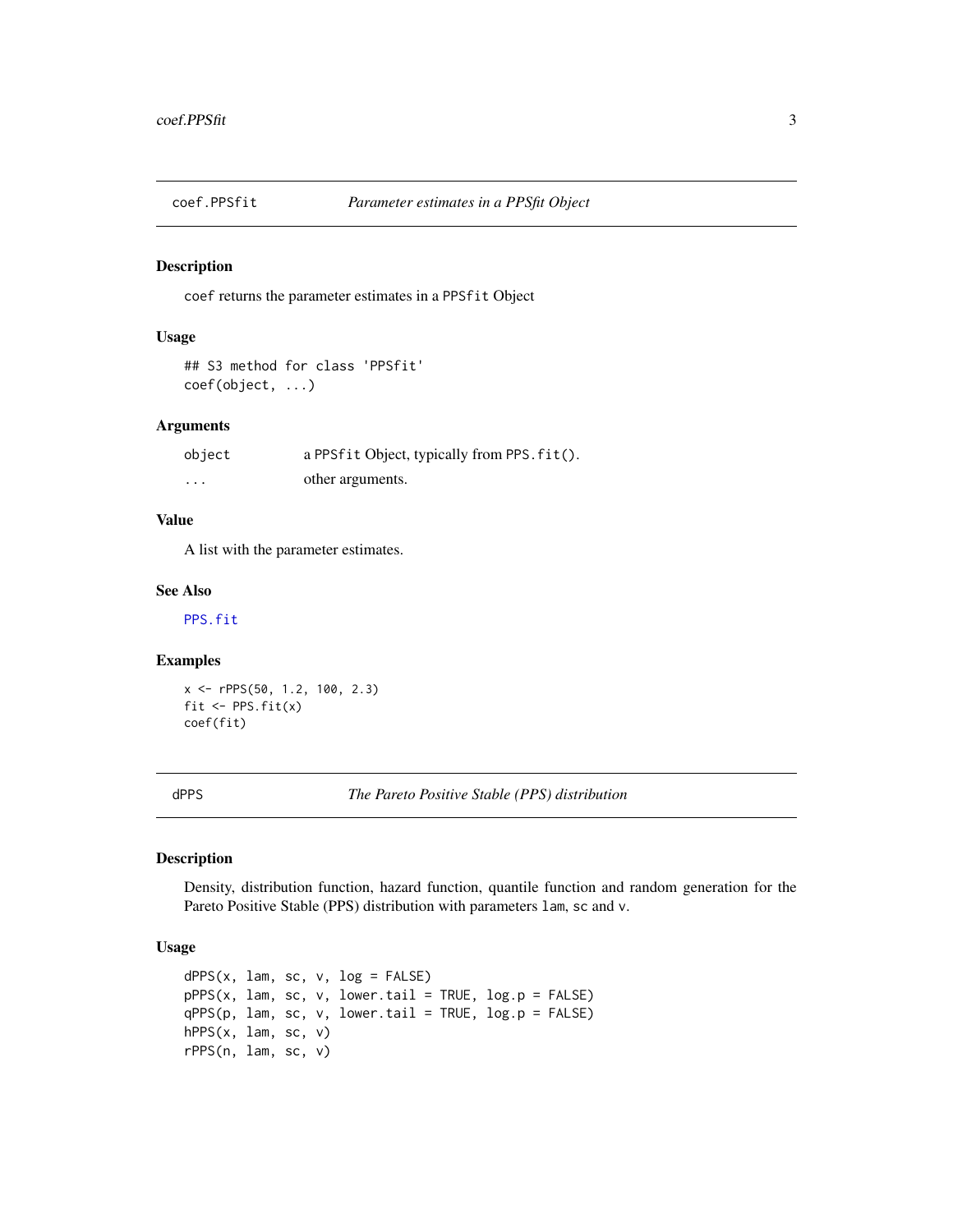## coef.PPSfit — *Parameter estimates in a PPSfit Object*

### Description

`coef` returns the parameter estimates in a `PPSfit` Object

### Usage

```
## S3 method for class 'PPSfit'
coef(object, ...)
```

### Arguments

| | |
|---|---|
| `object` | a `PPSfit` Object, typically from `PPS.fit()`. |
| `...` | other arguments. |

### Value

A list with the parameter estimates.

### See Also

`PPS.fit`

### Examples

```
x <- rPPS(50, 1.2, 100, 2.3)
fit <- PPS.fit(x)
coef(fit)
```

## dPPS — *The Pareto Positive Stable (PPS) distribution*

### Description

Density, distribution function, hazard function, quantile function and random generation for the Pareto Positive Stable (PPS) distribution with parameters `lam`, `sc` and `v`.

### Usage

```
dPPS(x, lam, sc, v, log = FALSE)
pPPS(x, lam, sc, v, lower.tail = TRUE, log.p = FALSE)
qPPS(p, lam, sc, v, lower.tail = TRUE, log.p = FALSE)
hPPS(x, lam, sc, v)
rPPS(n, lam, sc, v)
```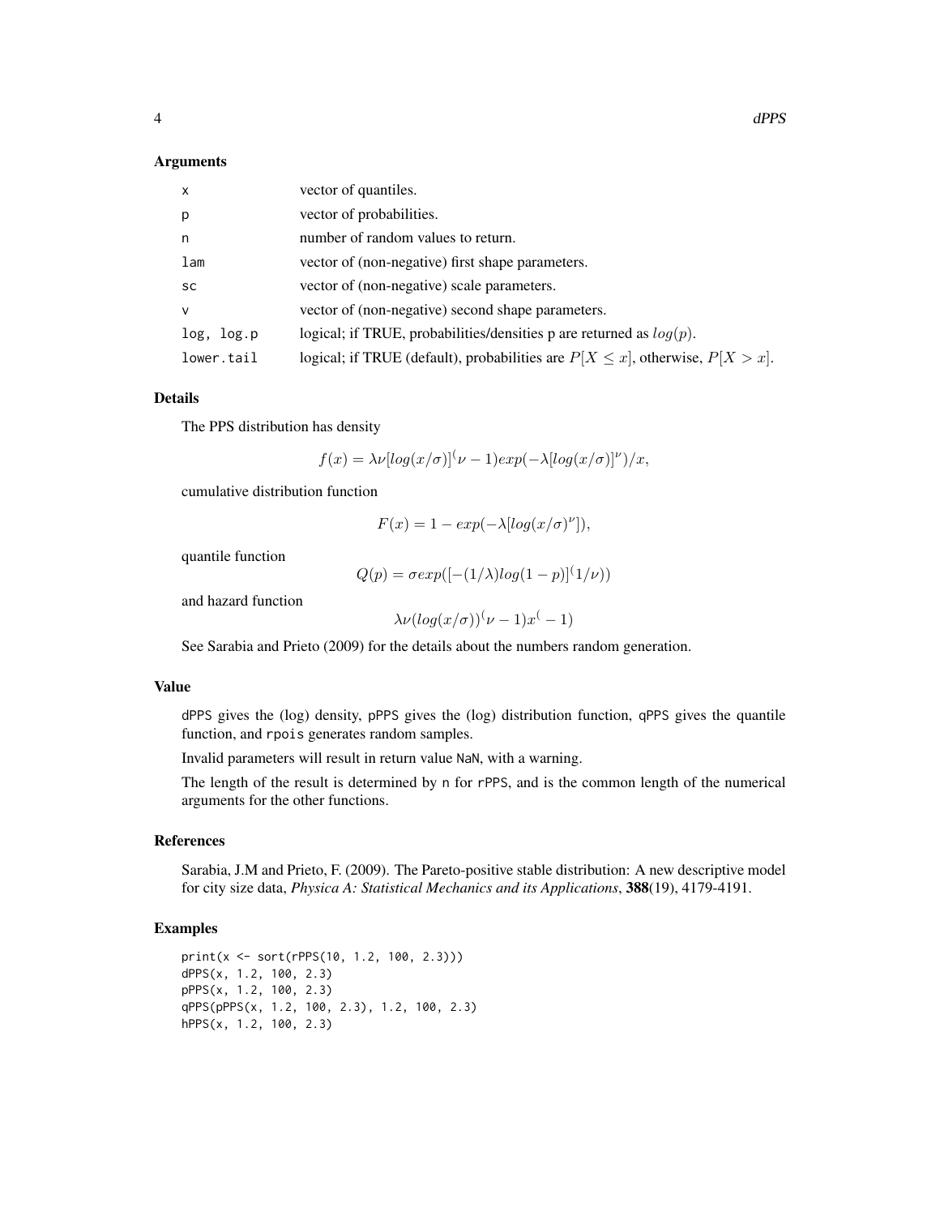## Arguments

| | |
|---|---|
| x | vector of quantiles. |
| p | vector of probabilities. |
| n | number of random values to return. |
| lam | vector of (non-negative) first shape parameters. |
| sc | vector of (non-negative) scale parameters. |
| v | vector of (non-negative) second shape parameters. |
| log, log.p | logical; if TRUE, probabilities/densities p are returned as $log(p)$. |
| lower.tail | logical; if TRUE (default), probabilities are $P[X \leq x]$, otherwise, $P[X > x]$. |

## Details

The PPS distribution has density

$$f(x) = \lambda\nu[log(x/\sigma)]^(\nu - 1)exp(-\lambda[log(x/\sigma)]^\nu)/x,$$

cumulative distribution function

$$F(x) = 1 - exp(-\lambda[log(x/\sigma)^\nu]),$$

quantile function

$$Q(p) = \sigma exp([-(1/\lambda)log(1-p)]^(1/\nu))$$

and hazard function

$$\lambda\nu(log(x/\sigma))^(\nu - 1)x^( - 1)$$

See Sarabia and Prieto (2009) for the details about the numbers random generation.

## Value

dPPS gives the (log) density, pPPS gives the (log) distribution function, qPPS gives the quantile function, and rpois generates random samples.

Invalid parameters will result in return value NaN, with a warning.

The length of the result is determined by n for rPPS, and is the common length of the numerical arguments for the other functions.

## References

Sarabia, J.M and Prieto, F. (2009). The Pareto-positive stable distribution: A new descriptive model for city size data, *Physica A: Statistical Mechanics and its Applications*, **388**(19), 4179-4191.

## Examples

```
print(x <- sort(rPPS(10, 1.2, 100, 2.3)))
dPPS(x, 1.2, 100, 2.3)
pPPS(x, 1.2, 100, 2.3)
qPPS(pPPS(x, 1.2, 100, 2.3), 1.2, 100, 2.3)
hPPS(x, 1.2, 100, 2.3)
```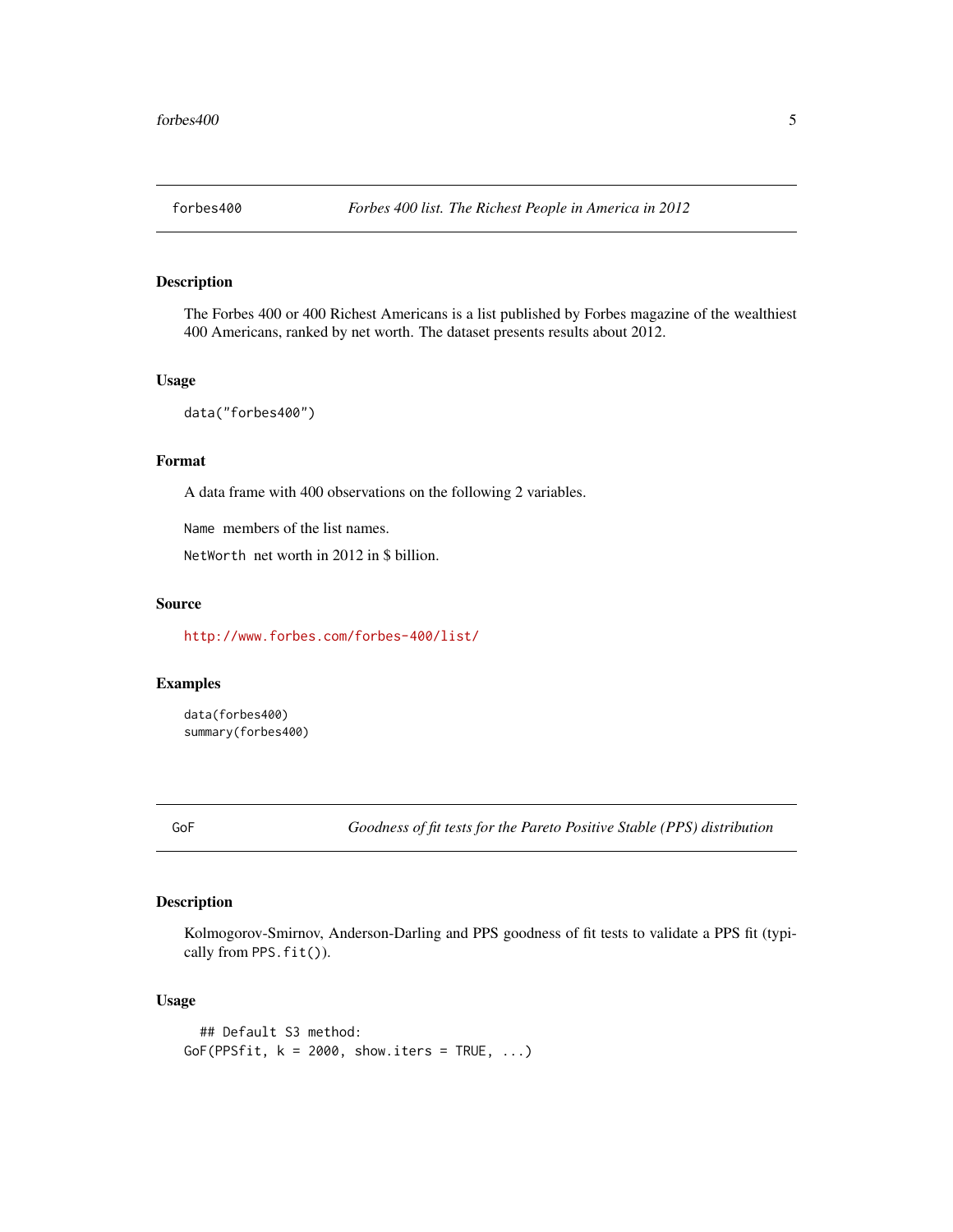## forbes400 — *Forbes 400 list. The Richest People in America in 2012*

### Description

The Forbes 400 or 400 Richest Americans is a list published by Forbes magazine of the wealthiest 400 Americans, ranked by net worth. The dataset presents results about 2012.

### Usage

```
data("forbes400")
```

### Format

A data frame with 400 observations on the following 2 variables.

`Name` members of the list names.

`NetWorth` net worth in 2012 in $ billion.

### Source

http://www.forbes.com/forbes-400/list/

### Examples

```
data(forbes400)
summary(forbes400)
```

## GoF — *Goodness of fit tests for the Pareto Positive Stable (PPS) distribution*

### Description

Kolmogorov-Smirnov, Anderson-Darling and PPS goodness of fit tests to validate a PPS fit (typically from `PPS.fit()`).

### Usage

```
  ## Default S3 method:
GoF(PPSfit, k = 2000, show.iters = TRUE, ...)
```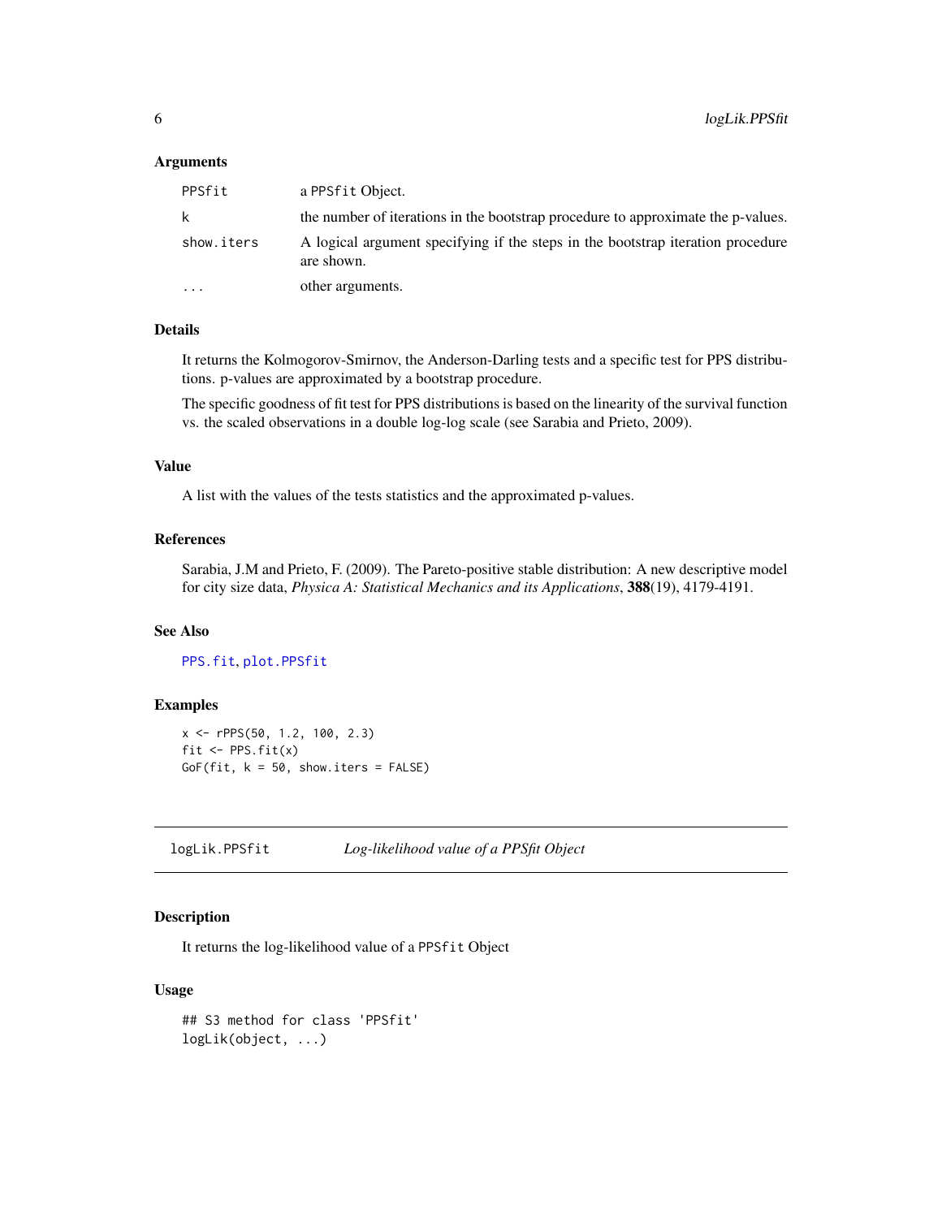### Arguments

| | |
|---|---|
| PPSfit | a PPSfit Object. |
| k | the number of iterations in the bootstrap procedure to approximate the p-values. |
| show.iters | A logical argument specifying if the steps in the bootstrap iteration procedure are shown. |
| ... | other arguments. |

### Details

It returns the Kolmogorov-Smirnov, the Anderson-Darling tests and a specific test for PPS distributions. p-values are approximated by a bootstrap procedure.

The specific goodness of fit test for PPS distributions is based on the linearity of the survival function vs. the scaled observations in a double log-log scale (see Sarabia and Prieto, 2009).

### Value

A list with the values of the tests statistics and the approximated p-values.

### References

Sarabia, J.M and Prieto, F. (2009). The Pareto-positive stable distribution: A new descriptive model for city size data, *Physica A: Statistical Mechanics and its Applications*, **388**(19), 4179-4191.

### See Also

PPS.fit, plot.PPSfit

### Examples

```
x <- rPPS(50, 1.2, 100, 2.3)
fit <- PPS.fit(x)
GoF(fit, k = 50, show.iters = FALSE)
```

---

## logLik.PPSfit — *Log-likelihood value of a PPSfit Object*

### Description

It returns the log-likelihood value of a PPSfit Object

### Usage

```
## S3 method for class 'PPSfit'
logLik(object, ...)
```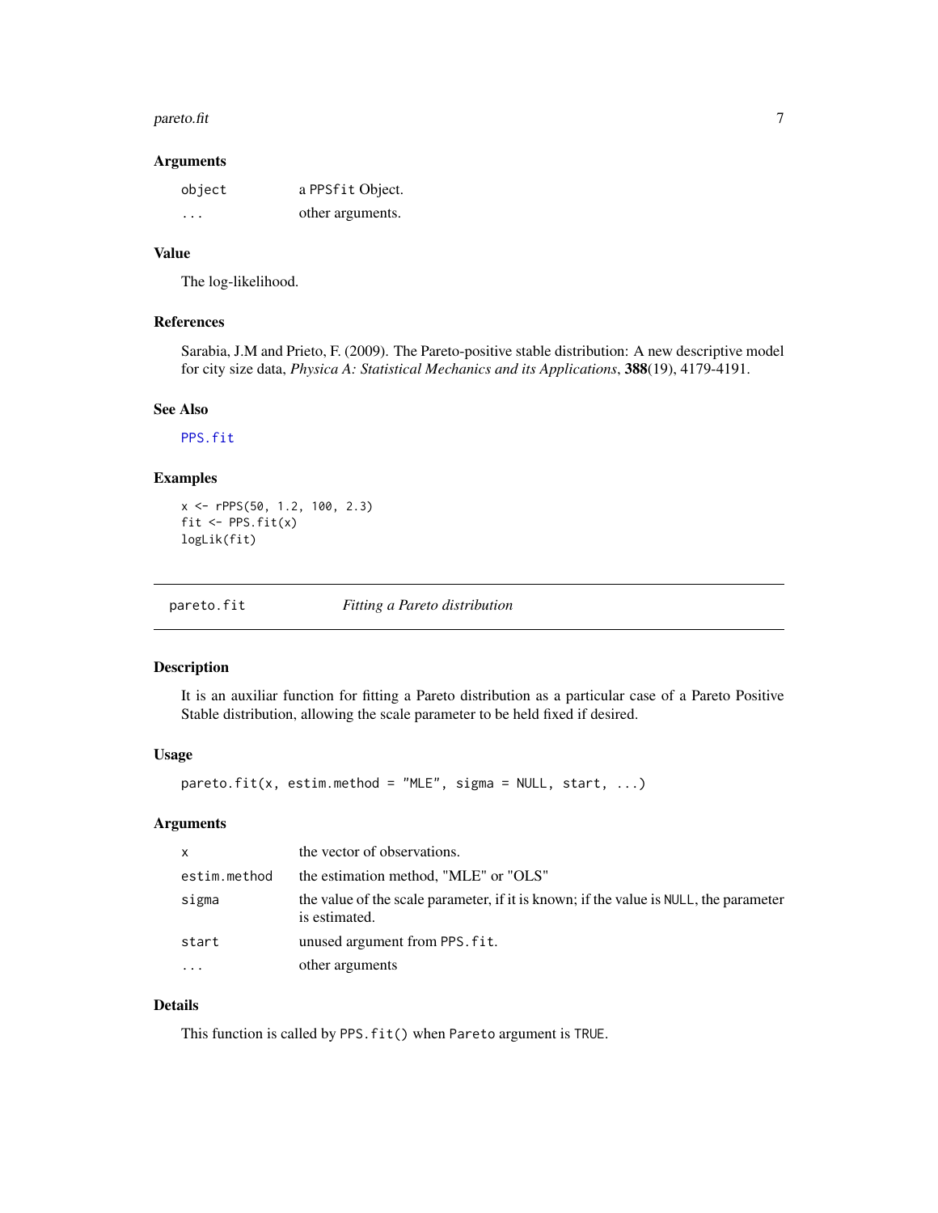### Arguments

| | |
|---|---|
| `object` | a `PPSfit` Object. |
| `...` | other arguments. |

### Value

The log-likelihood.

### References

Sarabia, J.M and Prieto, F. (2009). The Pareto-positive stable distribution: A new descriptive model for city size data, *Physica A: Statistical Mechanics and its Applications*, **388**(19), 4179-4191.

### See Also

`PPS.fit`

### Examples

```
x <- rPPS(50, 1.2, 100, 2.3)
fit <- PPS.fit(x)
logLik(fit)
```

---

## `pareto.fit` *Fitting a Pareto distribution*

### Description

It is an auxiliar function for fitting a Pareto distribution as a particular case of a Pareto Positive Stable distribution, allowing the scale parameter to be held fixed if desired.

### Usage

```
pareto.fit(x, estim.method = "MLE", sigma = NULL, start, ...)
```

### Arguments

| | |
|---|---|
| `x` | the vector of observations. |
| `estim.method` | the estimation method, "MLE" or "OLS" |
| `sigma` | the value of the scale parameter, if it is known; if the value is `NULL`, the parameter is estimated. |
| `start` | unused argument from `PPS.fit`. |
| `...` | other arguments |

### Details

This function is called by `PPS.fit()` when `Pareto` argument is `TRUE`.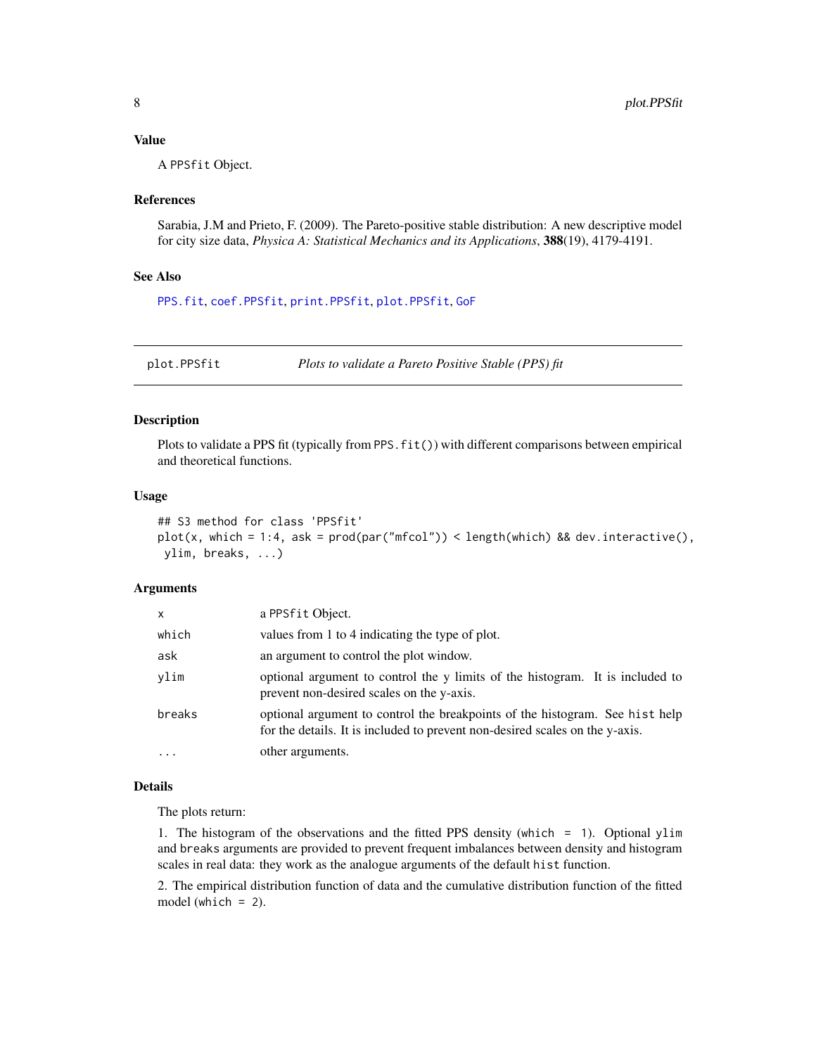### Value

A `PPSfit` Object.

### References

Sarabia, J.M and Prieto, F. (2009). The Pareto-positive stable distribution: A new descriptive model for city size data, *Physica A: Statistical Mechanics and its Applications*, **388**(19), 4179-4191.

### See Also

`PPS.fit`, `coef.PPSfit`, `print.PPSfit`, `plot.PPSfit`, `GoF`

---

## plot.PPSfit — *Plots to validate a Pareto Positive Stable (PPS) fit*

### Description

Plots to validate a PPS fit (typically from `PPS.fit()`) with different comparisons between empirical and theoretical functions.

### Usage

```
## S3 method for class 'PPSfit'
plot(x, which = 1:4, ask = prod(par("mfcol")) < length(which) && dev.interactive(),
 ylim, breaks, ...)
```

### Arguments

| | |
|---|---|
| `x` | a `PPSfit` Object. |
| `which` | values from 1 to 4 indicating the type of plot. |
| `ask` | an argument to control the plot window. |
| `ylim` | optional argument to control the y limits of the histogram. It is included to prevent non-desired scales on the y-axis. |
| `breaks` | optional argument to control the breakpoints of the histogram. See `hist` help for the details. It is included to prevent non-desired scales on the y-axis. |
| `...` | other arguments. |

### Details

The plots return:

1. The histogram of the observations and the fitted PPS density (`which = 1`). Optional `ylim` and `breaks` arguments are provided to prevent frequent imbalances between density and histogram scales in real data: they work as the analogue arguments of the default `hist` function.

2. The empirical distribution function of data and the cumulative distribution function of the fitted model (`which = 2`).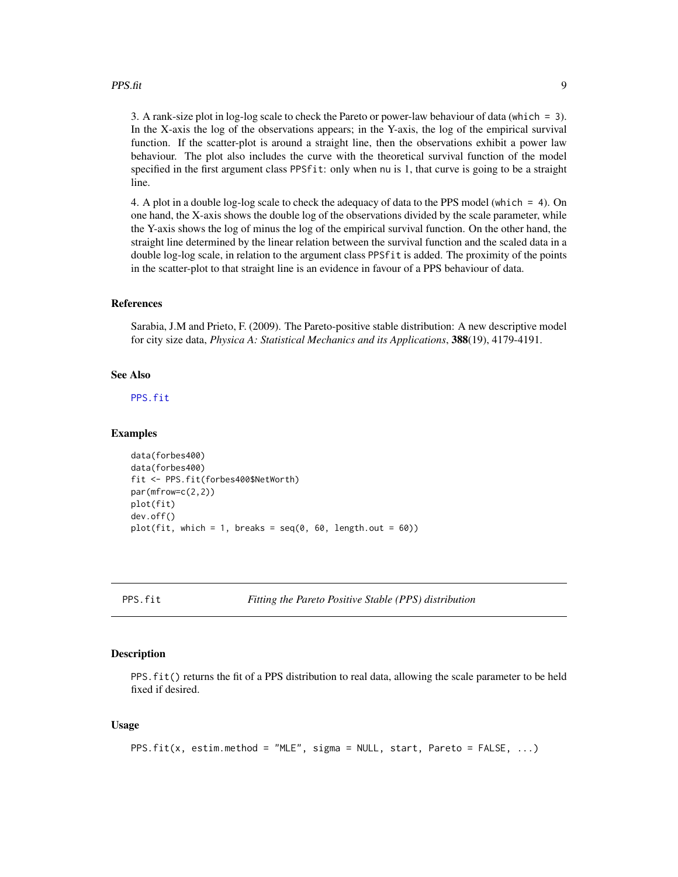3. A rank-size plot in log-log scale to check the Pareto or power-law behaviour of data (`which = 3`). In the X-axis the log of the observations appears; in the Y-axis, the log of the empirical survival function. If the scatter-plot is around a straight line, then the observations exhibit a power law behaviour. The plot also includes the curve with the theoretical survival function of the model specified in the first argument class `PPSfit`: only when `nu` is 1, that curve is going to be a straight line.

4. A plot in a double log-log scale to check the adequacy of data to the PPS model (`which = 4`). On one hand, the X-axis shows the double log of the observations divided by the scale parameter, while the Y-axis shows the log of minus the log of the empirical survival function. On the other hand, the straight line determined by the linear relation between the survival function and the scaled data in a double log-log scale, in relation to the argument class `PPSfit` is added. The proximity of the points in the scatter-plot to that straight line is an evidence in favour of a PPS behaviour of data.

### References

Sarabia, J.M and Prieto, F. (2009). The Pareto-positive stable distribution: A new descriptive model for city size data, *Physica A: Statistical Mechanics and its Applications*, **388**(19), 4179-4191.

### See Also

`PPS.fit`

### Examples

```
data(forbes400)
data(forbes400)
fit <- PPS.fit(forbes400$NetWorth)
par(mfrow=c(2,2))
plot(fit)
dev.off()
plot(fit, which = 1, breaks = seq(0, 60, length.out = 60))
```

---

## PPS.fit — *Fitting the Pareto Positive Stable (PPS) distribution*

### Description

`PPS.fit()` returns the fit of a PPS distribution to real data, allowing the scale parameter to be held fixed if desired.

### Usage

```
PPS.fit(x, estim.method = "MLE", sigma = NULL, start, Pareto = FALSE, ...)
```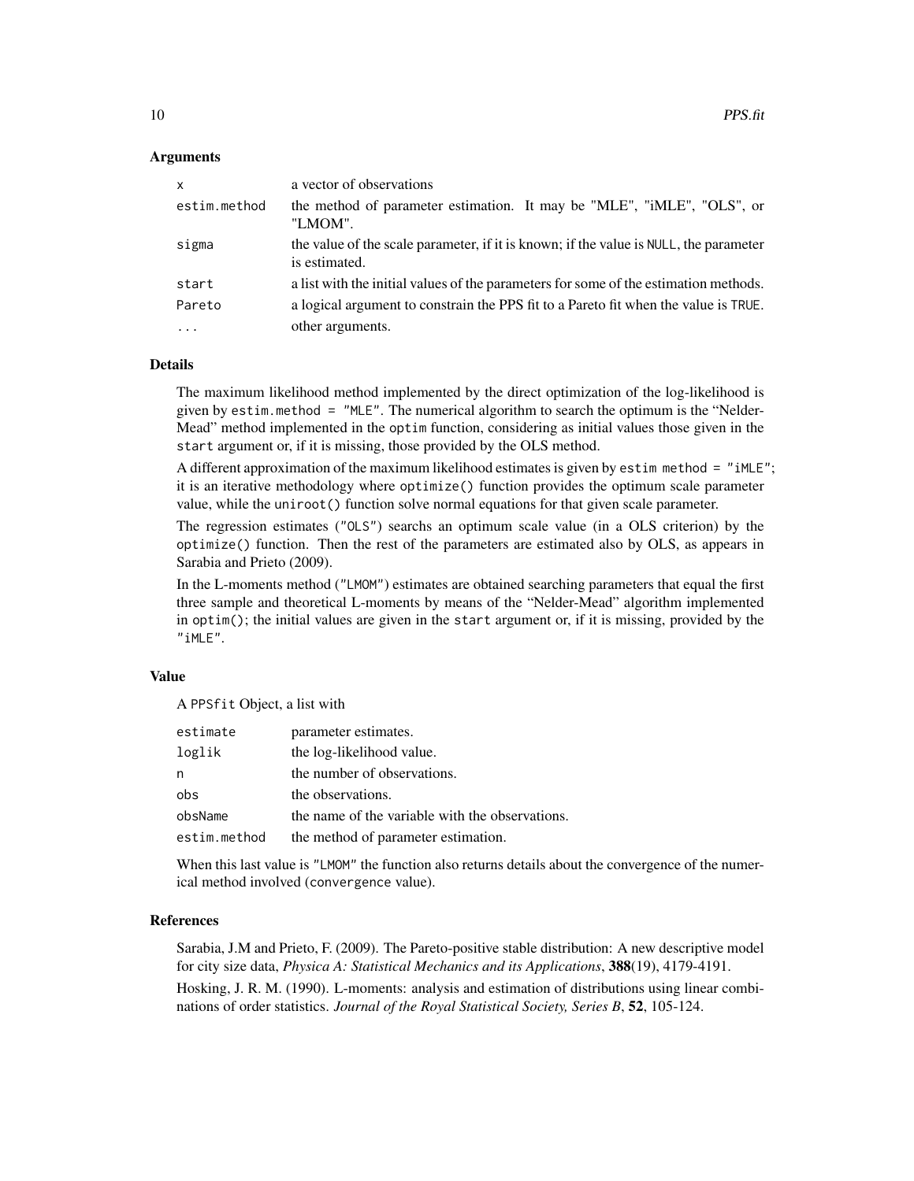### Arguments

| | |
|---|---|
| `x` | a vector of observations |
| `estim.method` | the method of parameter estimation. It may be "MLE", "iMLE", "OLS", or "LMOM". |
| `sigma` | the value of the scale parameter, if it is known; if the value is `NULL`, the parameter is estimated. |
| `start` | a list with the initial values of the parameters for some of the estimation methods. |
| `Pareto` | a logical argument to constrain the PPS fit to a Pareto fit when the value is `TRUE`. |
| `...` | other arguments. |

### Details

The maximum likelihood method implemented by the direct optimization of the log-likelihood is given by `estim.method = "MLE"`. The numerical algorithm to search the optimum is the "Nelder-Mead" method implemented in the `optim` function, considering as initial values those given in the `start` argument or, if it is missing, those provided by the OLS method.

A different approximation of the maximum likelihood estimates is given by `estim method = "iMLE"`; it is an iterative methodology where `optimize()` function provides the optimum scale parameter value, while the `uniroot()` function solve normal equations for that given scale parameter.

The regression estimates (`"OLS"`) searchs an optimum scale value (in a OLS criterion) by the `optimize()` function. Then the rest of the parameters are estimated also by OLS, as appears in Sarabia and Prieto (2009).

In the L-moments method (`"LMOM"`) estimates are obtained searching parameters that equal the first three sample and theoretical L-moments by means of the "Nelder-Mead" algorithm implemented in `optim()`; the initial values are given in the `start` argument or, if it is missing, provided by the `"iMLE"`.

### Value

A `PPSfit` Object, a list with

| | |
|---|---|
| `estimate` | parameter estimates. |
| `loglik` | the log-likelihood value. |
| `n` | the number of observations. |
| `obs` | the observations. |
| `obsName` | the name of the variable with the observations. |
| `estim.method` | the method of parameter estimation. |

When this last value is `"LMOM"` the function also returns details about the convergence of the numerical method involved (`convergence` value).

### References

Sarabia, J.M and Prieto, F. (2009). The Pareto-positive stable distribution: A new descriptive model for city size data, *Physica A: Statistical Mechanics and its Applications*, **388**(19), 4179-4191.

Hosking, J. R. M. (1990). L-moments: analysis and estimation of distributions using linear combinations of order statistics. *Journal of the Royal Statistical Society, Series B*, **52**, 105-124.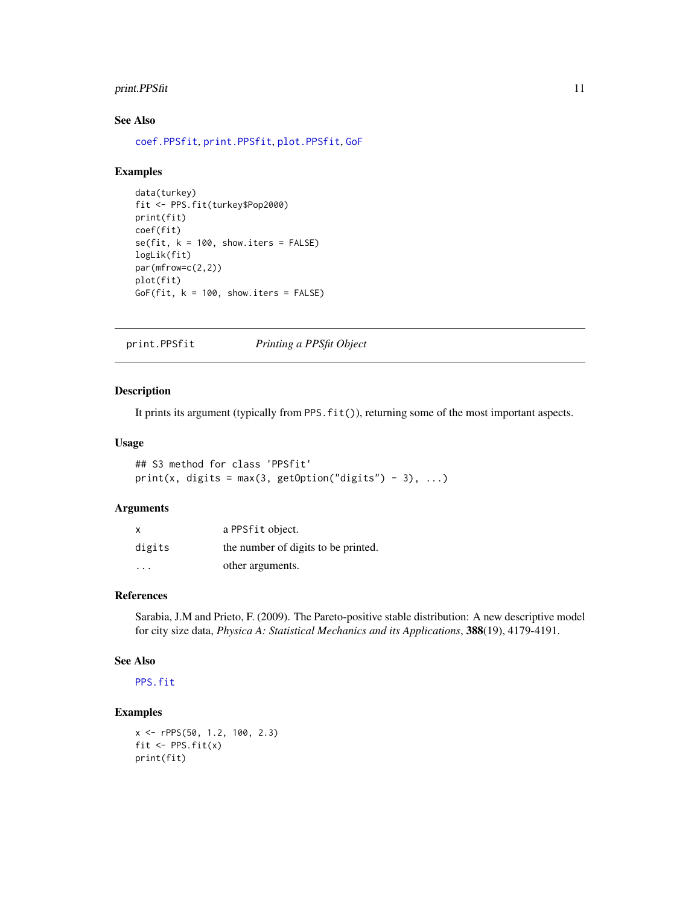## See Also

`coef.PPSfit`, `print.PPSfit`, `plot.PPSfit`, `GoF`

## Examples

```
data(turkey)
fit <- PPS.fit(turkey$Pop2000)
print(fit)
coef(fit)
se(fit, k = 100, show.iters = FALSE)
logLik(fit)
par(mfrow=c(2,2))
plot(fit)
GoF(fit, k = 100, show.iters = FALSE)
```

---

# print.PPSfit — *Printing a PPSfit Object*

## Description

It prints its argument (typically from `PPS.fit()`), returning some of the most important aspects.

## Usage

```
## S3 method for class 'PPSfit'
print(x, digits = max(3, getOption("digits") - 3), ...)
```

## Arguments

| | |
|---|---|
| `x` | a `PPSfit` object. |
| `digits` | the number of digits to be printed. |
| `...` | other arguments. |

## References

Sarabia, J.M and Prieto, F. (2009). The Pareto-positive stable distribution: A new descriptive model for city size data, *Physica A: Statistical Mechanics and its Applications*, **388**(19), 4179-4191.

## See Also

`PPS.fit`

## Examples

```
x <- rPPS(50, 1.2, 100, 2.3)
fit <- PPS.fit(x)
print(fit)
```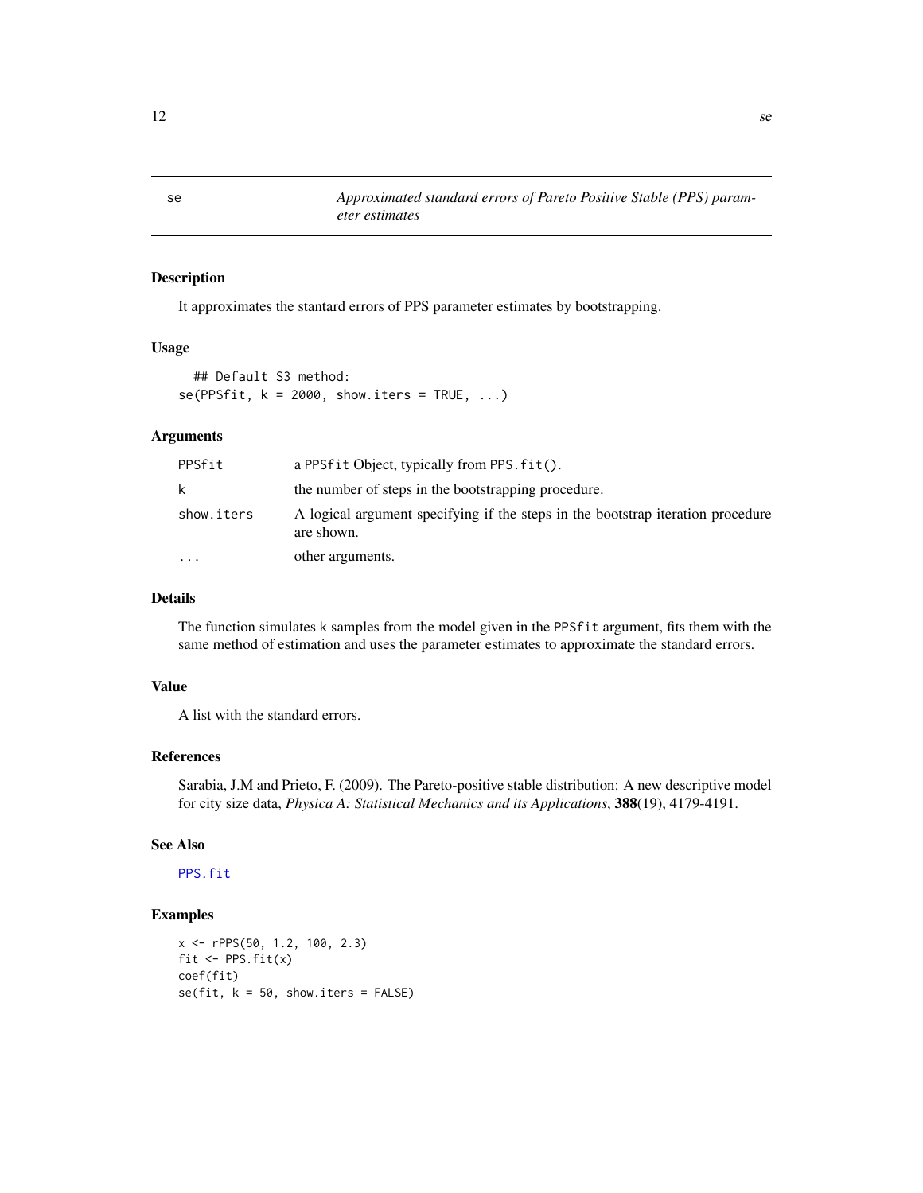# se — *Approximated standard errors of Pareto Positive Stable (PPS) parameter estimates*

## Description

It approximates the stantard errors of PPS parameter estimates by bootstrapping.

## Usage

```
  ## Default S3 method:
se(PPSfit, k = 2000, show.iters = TRUE, ...)
```

## Arguments

| | |
|---|---|
| `PPSfit` | a `PPSfit` Object, typically from `PPS.fit()`. |
| `k` | the number of steps in the bootstrapping procedure. |
| `show.iters` | A logical argument specifying if the steps in the bootstrap iteration procedure are shown. |
| `...` | other arguments. |

## Details

The function simulates k samples from the model given in the `PPSfit` argument, fits them with the same method of estimation and uses the parameter estimates to approximate the standard errors.

## Value

A list with the standard errors.

## References

Sarabia, J.M and Prieto, F. (2009). The Pareto-positive stable distribution: A new descriptive model for city size data, *Physica A: Statistical Mechanics and its Applications*, **388**(19), 4179-4191.

## See Also

`PPS.fit`

## Examples

```
x <- rPPS(50, 1.2, 100, 2.3)
fit <- PPS.fit(x)
coef(fit)
se(fit, k = 50, show.iters = FALSE)
```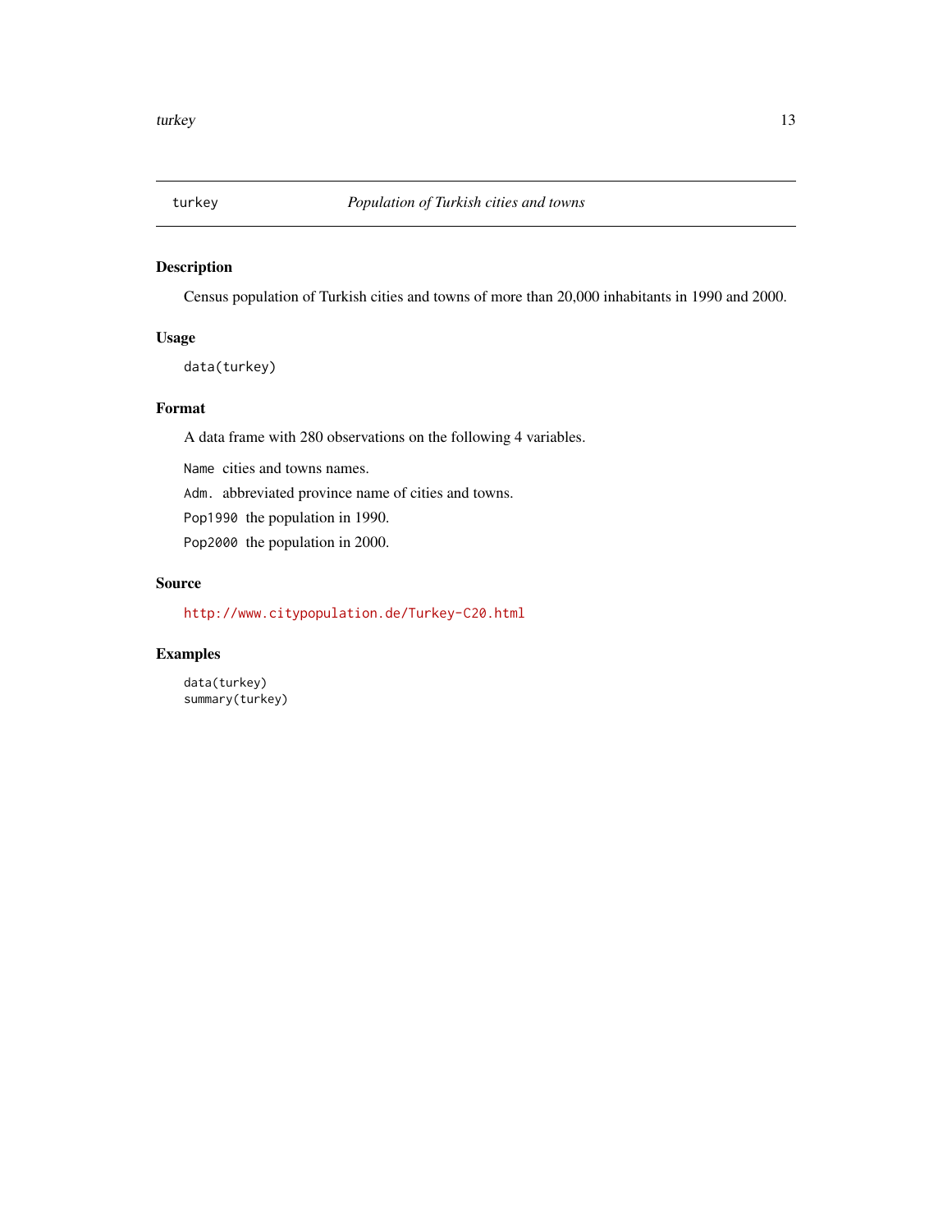# turkey — *Population of Turkish cities and towns*

## Description

Census population of Turkish cities and towns of more than 20,000 inhabitants in 1990 and 2000.

## Usage

```
data(turkey)
```

## Format

A data frame with 280 observations on the following 4 variables.

`Name` cities and towns names.

`Adm.` abbreviated province name of cities and towns.

`Pop1990` the population in 1990.

`Pop2000` the population in 2000.

## Source

http://www.citypopulation.de/Turkey-C20.html

## Examples

```
data(turkey)
summary(turkey)
```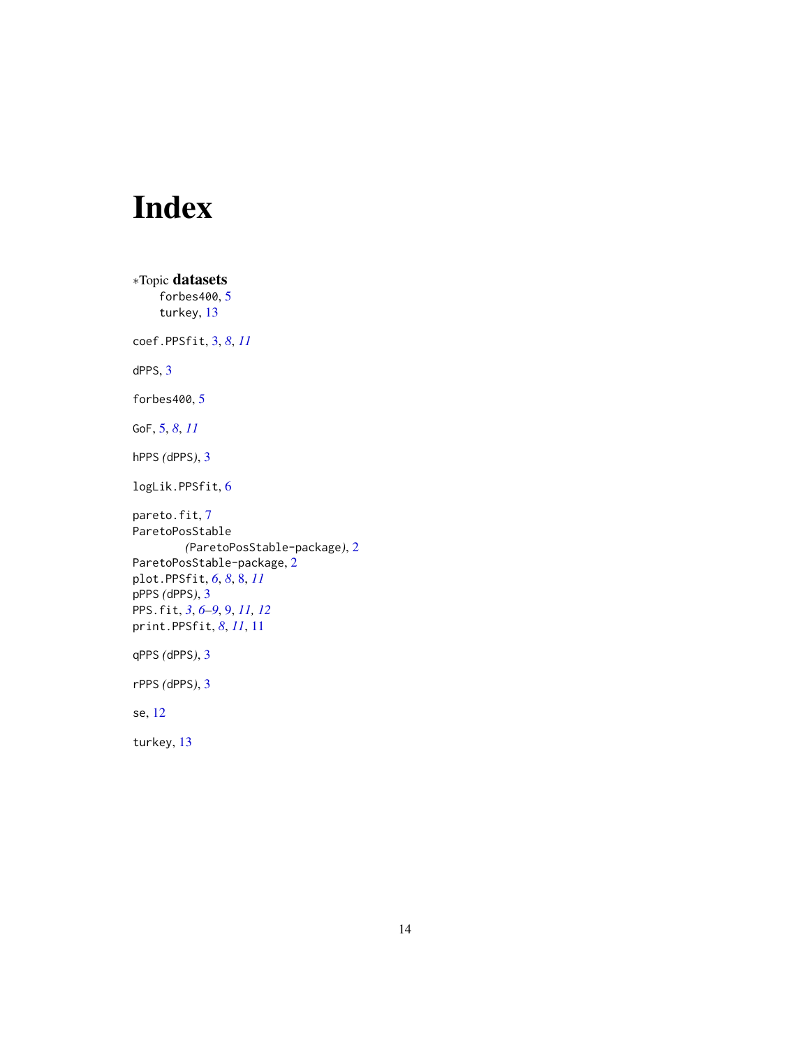# Index

*Topic **datasets**
- forbes400, 5
- turkey, 13

coef.PPSfit, 3, *8*, *11*

dPPS, 3

forbes400, 5

GoF, 5, *8*, *11*

hPPS *(*dPPS*)*, 3

logLik.PPSfit, 6

pareto.fit, 7
ParetoPosStable
    *(*ParetoPosStable-package*)*, 2
ParetoPosStable-package, 2
plot.PPSfit, *6*, *8*, 8, *11*
pPPS *(*dPPS*)*, 3
PPS.fit, *3*, *6–9*, 9, *11*, *12*
print.PPSfit, *8*, *11*, 11

qPPS *(*dPPS*)*, 3

rPPS *(*dPPS*)*, 3

se, 12

turkey, 13